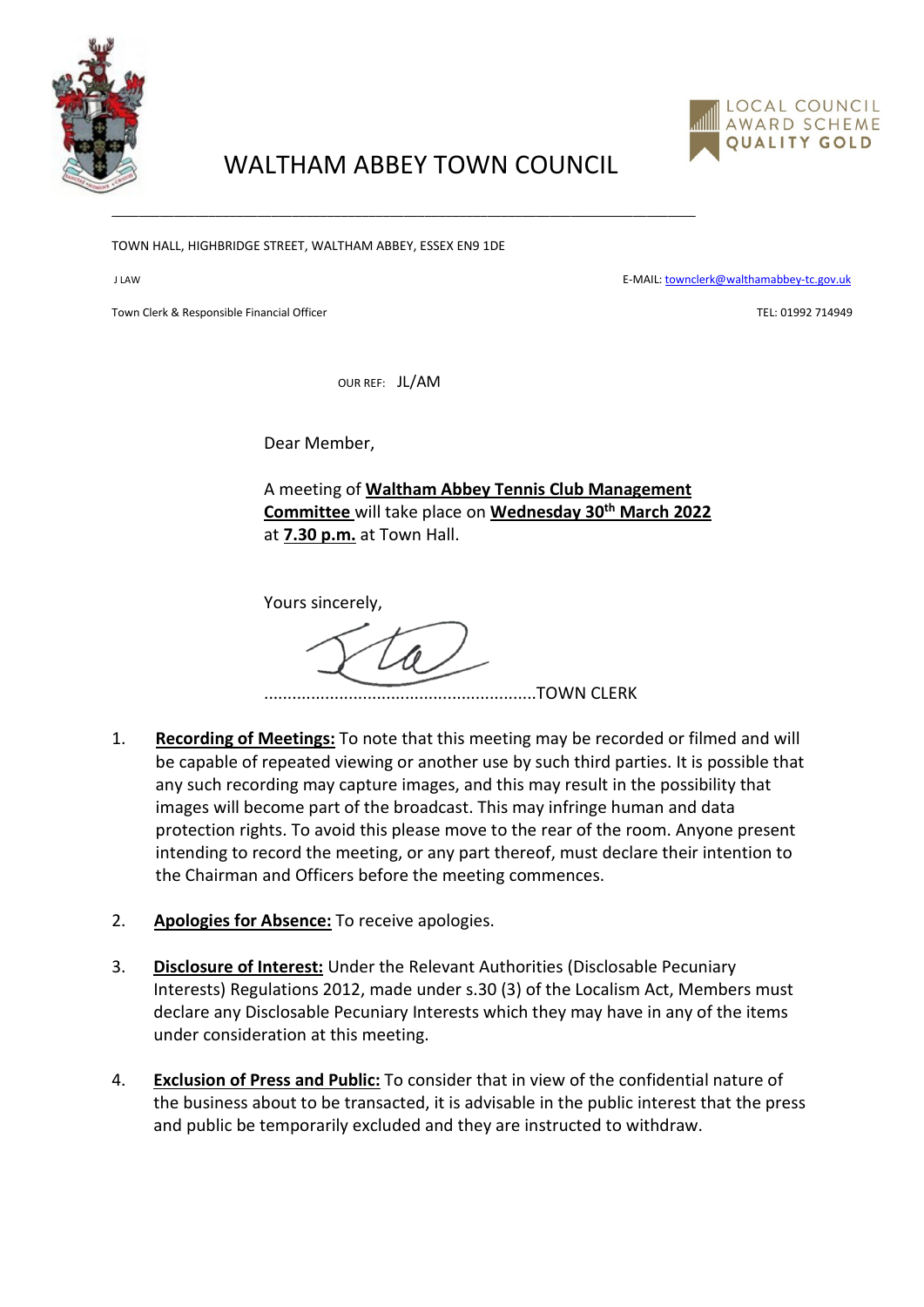# WALTHAM ABBEY TOWN COUNCIL

LOCAL COUNCIL AWARD SCHEME QUALITY GOLD

---

TOWN HALL, HIGHBRIDGE STREET, WALTHAM ABBEY, ESSEX EN9 1DE

J LAW

E-MAIL: townclerk@walthamabbey-tc.gov.uk

Town Clerk & Responsible Financial Officer

TEL: 01992 714949

OUR REF: JL/AM

Dear Member,

A meeting of **Waltham Abbey Tennis Club Management Committee** will take place on **Wednesday 30th March 2022** at **7.30 p.m.** at Town Hall.

Yours sincerely,

...........................................................TOWN CLERK

1. **Recording of Meetings:** To note that this meeting may be recorded or filmed and will be capable of repeated viewing or another use by such third parties. It is possible that any such recording may capture images, and this may result in the possibility that images will become part of the broadcast. This may infringe human and data protection rights. To avoid this please move to the rear of the room. Anyone present intending to record the meeting, or any part thereof, must declare their intention to the Chairman and Officers before the meeting commences.

2. **Apologies for Absence:** To receive apologies.

3. **Disclosure of Interest:** Under the Relevant Authorities (Disclosable Pecuniary Interests) Regulations 2012, made under s.30 (3) of the Localism Act, Members must declare any Disclosable Pecuniary Interests which they may have in any of the items under consideration at this meeting.

4. **Exclusion of Press and Public:** To consider that in view of the confidential nature of the business about to be transacted, it is advisable in the public interest that the press and public be temporarily excluded and they are instructed to withdraw.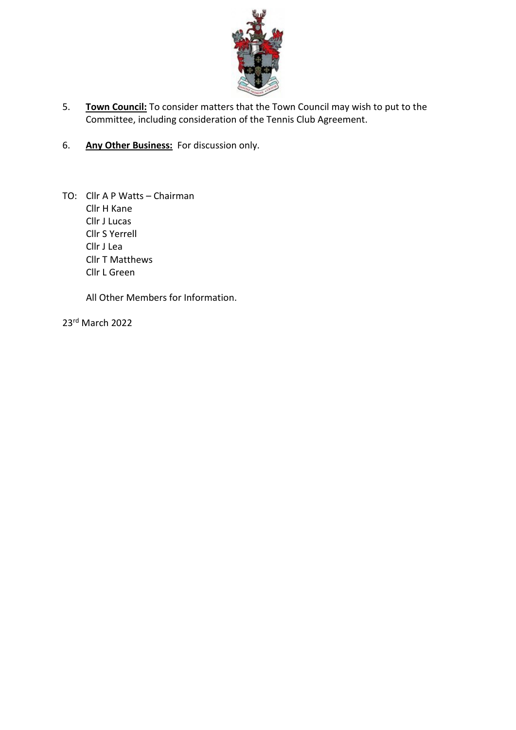5. **Town Council:** To consider matters that the Town Council may wish to put to the Committee, including consideration of the Tennis Club Agreement.

6. **Any Other Business:** For discussion only.

TO: Cllr A P Watts – Chairman
Cllr H Kane
Cllr J Lucas
Cllr S Yerrell
Cllr J Lea
Cllr T Matthews
Cllr L Green

All Other Members for Information.

23rd March 2022